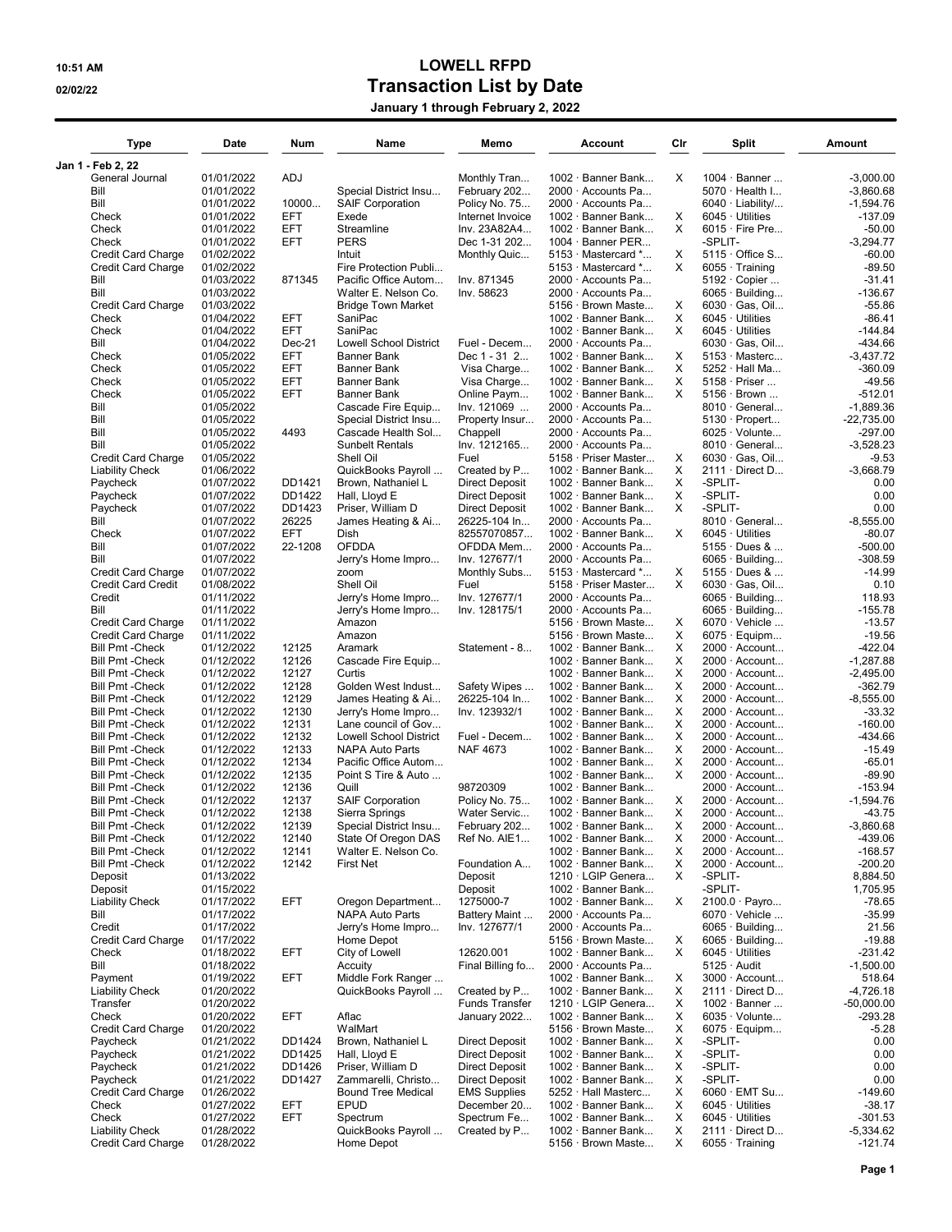10:51 AM

02/02/22

# LOWELL RFPD

## Transaction List by Date

**January 1 through February 2, 2022**

| Type | Date | Num | Name | Memo | Account | Clr | Split | Amount |
|---|---|---|---|---|---|---|---|---|
| Jan 1 - Feb 2, 22 | | | | | | | | |
| General Journal | 01/01/2022 | ADJ | | Monthly Tran... | 1002 · Banner Bank... | X | 1004 · Banner ... | -3,000.00 |
| Bill | 01/01/2022 | | Special District Insu... | February 202... | 2000 · Accounts Pa... | | 5070 · Health I... | -3,860.68 |
| Bill | 01/01/2022 | 10000... | SAIF Corporation | Policy No. 75... | 2000 · Accounts Pa... | | 6040 · Liability/... | -1,594.76 |
| Check | 01/01/2022 | EFT | Exede | Internet Invoice | 1002 · Banner Bank... | X | 6045 · Utilities | -137.09 |
| Check | 01/01/2022 | EFT | Streamline | Inv. 23A82A4... | 1002 · Banner Bank... | X | 6015 · Fire Pre... | -50.00 |
| Check | 01/01/2022 | EFT | PERS | Dec 1-31 202... | 1004 · Banner PER... | | -SPLIT- | -3,294.77 |
| Credit Card Charge | 01/02/2022 | | Intuit | Monthly Quic... | 5153 · Mastercard *... | X | 5115 · Office S... | -60.00 |
| Credit Card Charge | 01/02/2022 | | Fire Protection Publi... | | 5153 · Mastercard *... | X | 6055 · Training | -89.50 |
| Bill | 01/03/2022 | 871345 | Pacific Office Autom... | Inv. 871345 | 2000 · Accounts Pa... | | 5192 · Copier ... | -31.41 |
| Bill | 01/03/2022 | | Walter E. Nelson Co. | Inv. 58623 | 2000 · Accounts Pa... | | 6065 · Building... | -136.67 |
| Credit Card Charge | 01/03/2022 | | Bridge Town Market | | 5156 · Brown Maste... | X | 6030 · Gas, Oil... | -55.86 |
| Check | 01/04/2022 | EFT | SaniPac | | 1002 · Banner Bank... | X | 6045 · Utilities | -86.41 |
| Check | 01/04/2022 | EFT | SaniPac | | 1002 · Banner Bank... | X | 6045 · Utilities | -144.84 |
| Bill | 01/04/2022 | Dec-21 | Lowell School District | Fuel - Decem... | 2000 · Accounts Pa... | | 6030 · Gas, Oil... | -434.66 |
| Check | 01/05/2022 | EFT | Banner Bank | Dec 1 - 31 2... | 1002 · Banner Bank... | X | 5153 · Masterc... | -3,437.72 |
| Check | 01/05/2022 | EFT | Banner Bank | Visa Charge... | 1002 · Banner Bank... | X | 5252 · Hall Ma... | -360.09 |
| Check | 01/05/2022 | EFT | Banner Bank | Visa Charge... | 1002 · Banner Bank... | X | 5158 · Priser ... | -49.56 |
| Check | 01/05/2022 | EFT | Banner Bank | Online Paym... | 1002 · Banner Bank... | X | 5156 · Brown ... | -512.01 |
| Bill | 01/05/2022 | | Cascade Fire Equip... | Inv. 121069 ... | 2000 · Accounts Pa... | | 8010 · General... | -1,889.36 |
| Bill | 01/05/2022 | | Special District Insu... | Property Insur... | 2000 · Accounts Pa... | | 5130 · Propert... | -22,735.00 |
| Bill | 01/05/2022 | 4493 | Cascade Health Sol... | Chappell | 2000 · Accounts Pa... | | 6025 · Volunte... | -297.00 |
| Bill | 01/05/2022 | | Sunbelt Rentals | Inv. 1212165... | 2000 · Accounts Pa... | | 8010 · General... | -3,528.23 |
| Credit Card Charge | 01/05/2022 | | Shell Oil | Fuel | 5158 · Priser Master... | X | 6030 · Gas, Oil... | -9.53 |
| Liability Check | 01/06/2022 | | QuickBooks Payroll ... | Created by P... | 1002 · Banner Bank... | X | 2111 · Direct D... | -3,668.79 |
| Paycheck | 01/07/2022 | DD1421 | Brown, Nathaniel L | Direct Deposit | 1002 · Banner Bank... | X | -SPLIT- | 0.00 |
| Paycheck | 01/07/2022 | DD1422 | Hall, Lloyd E | Direct Deposit | 1002 · Banner Bank... | X | -SPLIT- | 0.00 |
| Paycheck | 01/07/2022 | DD1423 | Priser, William D | Direct Deposit | 1002 · Banner Bank... | X | -SPLIT- | 0.00 |
| Bill | 01/07/2022 | 26225 | James Heating & Ai... | 26225-104 In... | 2000 · Accounts Pa... | | 8010 · General... | -8,555.00 |
| Check | 01/07/2022 | EFT | Dish | 82557070857... | 1002 · Banner Bank... | X | 6045 · Utilities | -80.07 |
| Bill | 01/07/2022 | 22-1208 | OFDDA | OFDDA Mem... | 2000 · Accounts Pa... | | 5155 · Dues & ... | -500.00 |
| Bill | 01/07/2022 | | Jerry's Home Impro... | Inv. 127677/1 | 2000 · Accounts Pa... | | 6065 · Building... | -308.59 |
| Credit Card Charge | 01/07/2022 | | zoom | Monthly Subs... | 5153 · Mastercard *... | X | 5155 · Dues & ... | -14.99 |
| Credit Card Credit | 01/08/2022 | | Shell Oil | Fuel | 5158 · Priser Master... | X | 6030 · Gas, Oil... | 0.10 |
| Credit | 01/11/2022 | | Jerry's Home Impro... | Inv. 127677/1 | 2000 · Accounts Pa... | | 6065 · Building... | 118.93 |
| Bill | 01/11/2022 | | Jerry's Home Impro... | Inv. 128175/1 | 2000 · Accounts Pa... | | 6065 · Building... | -155.78 |
| Credit Card Charge | 01/11/2022 | | Amazon | | 5156 · Brown Maste... | X | 6070 · Vehicle ... | -13.57 |
| Credit Card Charge | 01/11/2022 | | Amazon | | 5156 · Brown Maste... | X | 6075 · Equipm... | -19.56 |
| Bill Pmt -Check | 01/12/2022 | 12125 | Aramark | Statement - 8... | 1002 · Banner Bank... | X | 2000 · Account... | -422.04 |
| Bill Pmt -Check | 01/12/2022 | 12126 | Cascade Fire Equip... | | 1002 · Banner Bank... | X | 2000 · Account... | -1,287.88 |
| Bill Pmt -Check | 01/12/2022 | 12127 | Curtis | | 1002 · Banner Bank... | X | 2000 · Account... | -2,495.00 |
| Bill Pmt -Check | 01/12/2022 | 12128 | Golden West Indust... | Safety Wipes ... | 1002 · Banner Bank... | X | 2000 · Account... | -362.79 |
| Bill Pmt -Check | 01/12/2022 | 12129 | James Heating & Ai... | 26225-104 In... | 1002 · Banner Bank... | X | 2000 · Account... | -8,555.00 |
| Bill Pmt -Check | 01/12/2022 | 12130 | Jerry's Home Impro... | Inv. 123932/1 | 1002 · Banner Bank... | X | 2000 · Account... | -33.32 |
| Bill Pmt -Check | 01/12/2022 | 12131 | Lane council of Gov... | | 1002 · Banner Bank... | X | 2000 · Account... | -160.00 |
| Bill Pmt -Check | 01/12/2022 | 12132 | Lowell School District | Fuel - Decem... | 1002 · Banner Bank... | X | 2000 · Account... | -434.66 |
| Bill Pmt -Check | 01/12/2022 | 12133 | NAPA Auto Parts | NAF 4673 | 1002 · Banner Bank... | X | 2000 · Account... | -15.49 |
| Bill Pmt -Check | 01/12/2022 | 12134 | Pacific Office Autom... | | 1002 · Banner Bank... | X | 2000 · Account... | -65.01 |
| Bill Pmt -Check | 01/12/2022 | 12135 | Point S Tire & Auto ... | | 1002 · Banner Bank... | X | 2000 · Account... | -89.90 |
| Bill Pmt -Check | 01/12/2022 | 12136 | Quill | 98720309 | 1002 · Banner Bank... | | 2000 · Account... | -153.94 |
| Bill Pmt -Check | 01/12/2022 | 12137 | SAIF Corporation | Policy No. 75... | 1002 · Banner Bank... | X | 2000 · Account... | -1,594.76 |
| Bill Pmt -Check | 01/12/2022 | 12138 | Sierra Springs | Water Servic... | 1002 · Banner Bank... | X | 2000 · Account... | -43.75 |
| Bill Pmt -Check | 01/12/2022 | 12139 | Special District Insu... | February 202... | 1002 · Banner Bank... | X | 2000 · Account... | -3,860.68 |
| Bill Pmt -Check | 01/12/2022 | 12140 | State Of Oregon DAS | Ref No. AIE1... | 1002 · Banner Bank... | X | 2000 · Account... | -439.06 |
| Bill Pmt -Check | 01/12/2022 | 12141 | Walter E. Nelson Co. | | 1002 · Banner Bank... | X | 2000 · Account... | -168.57 |
| Bill Pmt -Check | 01/12/2022 | 12142 | First Net | Foundation A... | 1002 · Banner Bank... | X | 2000 · Account... | -200.20 |
| Deposit | 01/13/2022 | | | Deposit | 1210 · LGIP Genera... | X | -SPLIT- | 8,884.50 |
| Deposit | 01/15/2022 | | | Deposit | 1002 · Banner Bank... | | -SPLIT- | 1,705.95 |
| Liability Check | 01/17/2022 | EFT | Oregon Department... | 1275000-7 | 1002 · Banner Bank... | X | 2100.0 · Payro... | -78.65 |
| Bill | 01/17/2022 | | NAPA Auto Parts | Battery Maint ... | 2000 · Accounts Pa... | | 6070 · Vehicle ... | -35.99 |
| Credit | 01/17/2022 | | Jerry's Home Impro... | Inv. 127677/1 | 2000 · Accounts Pa... | | 6065 · Building... | 21.56 |
| Credit Card Charge | 01/17/2022 | | Home Depot | | 5156 · Brown Maste... | X | 6065 · Building... | -19.88 |
| Check | 01/18/2022 | EFT | City of Lowell | 12620.001 | 1002 · Banner Bank... | X | 6045 · Utilities | -231.42 |
| Bill | 01/18/2022 | | Accuity | Final Billing fo... | 2000 · Accounts Pa... | | 5125 · Audit | -1,500.00 |
| Payment | 01/19/2022 | EFT | Middle Fork Ranger ... | | 1002 · Banner Bank... | X | 3000 · Account... | 518.64 |
| Liability Check | 01/20/2022 | | QuickBooks Payroll ... | Created by P... | 1002 · Banner Bank... | X | 2111 · Direct D... | -4,726.18 |
| Transfer | 01/20/2022 | | | Funds Transfer | 1210 · LGIP Genera... | X | 1002 · Banner ... | -50,000.00 |
| Check | 01/20/2022 | EFT | Aflac | January 2022... | 1002 · Banner Bank... | X | 6035 · Volunte... | -293.28 |
| Credit Card Charge | 01/20/2022 | | WalMart | | 5156 · Brown Maste... | X | 6075 · Equipm... | -5.28 |
| Paycheck | 01/21/2022 | DD1424 | Brown, Nathaniel L | Direct Deposit | 1002 · Banner Bank... | X | -SPLIT- | 0.00 |
| Paycheck | 01/21/2022 | DD1425 | Hall, Lloyd E | Direct Deposit | 1002 · Banner Bank... | X | -SPLIT- | 0.00 |
| Paycheck | 01/21/2022 | DD1426 | Priser, William D | Direct Deposit | 1002 · Banner Bank... | X | -SPLIT- | 0.00 |
| Paycheck | 01/21/2022 | DD1427 | Zammarelli, Christo... | Direct Deposit | 1002 · Banner Bank... | X | -SPLIT- | 0.00 |
| Credit Card Charge | 01/26/2022 | | Bound Tree Medical | EMS Supplies | 5252 · Hall Masterc... | X | 6060 · EMT Su... | -149.60 |
| Check | 01/27/2022 | EFT | EPUD | December 20... | 1002 · Banner Bank... | X | 6045 · Utilities | -38.17 |
| Check | 01/27/2022 | EFT | Spectrum | Spectrum Fe... | 1002 · Banner Bank... | X | 6045 · Utilities | -301.53 |
| Liability Check | 01/28/2022 | | QuickBooks Payroll ... | Created by P... | 1002 · Banner Bank... | X | 2111 · Direct D... | -5,334.62 |
| Credit Card Charge | 01/28/2022 | | Home Depot | | 5156 · Brown Maste... | X | 6055 · Training | -121.74 |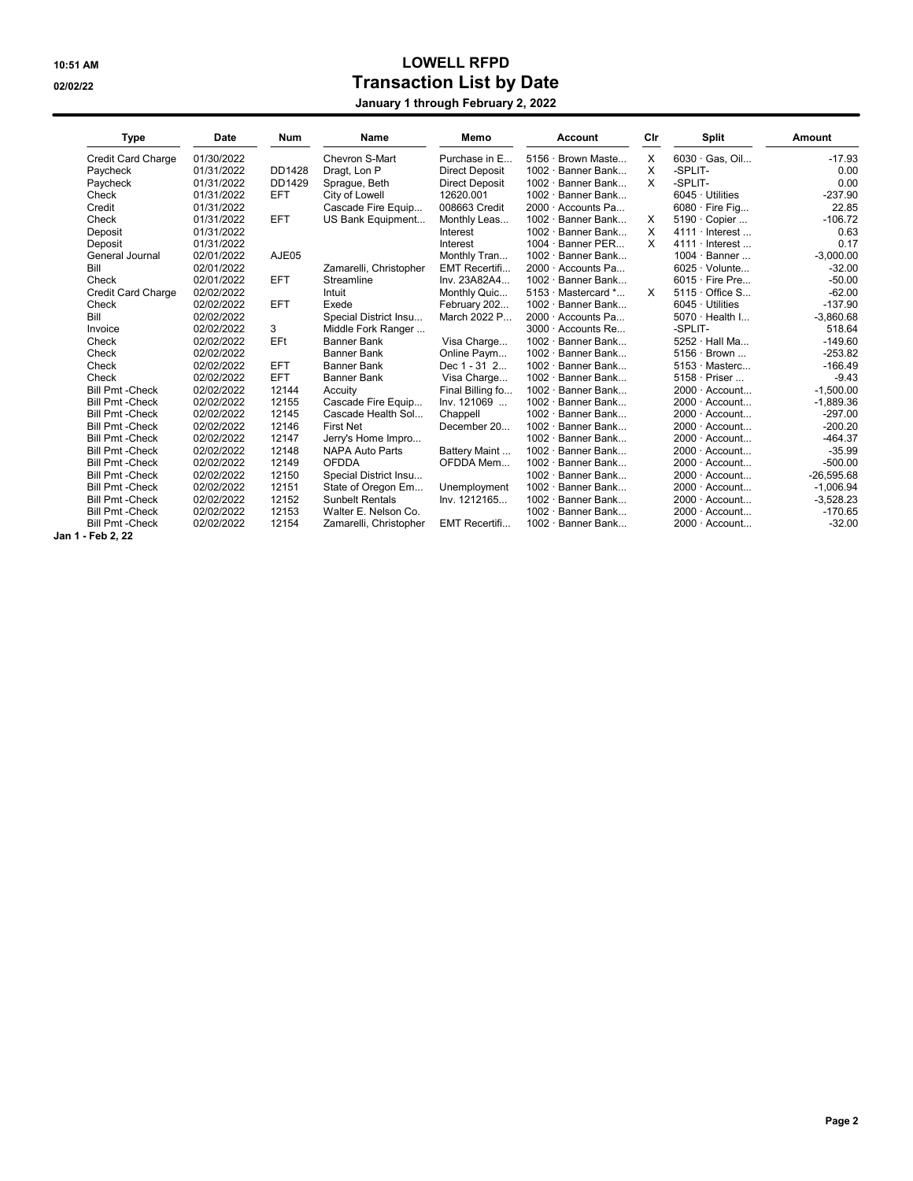**10:51 AM**

**02/02/22**

# LOWELL RFPD
## Transaction List by Date
**January 1 through February 2, 2022**

| Type | Date | Num | Name | Memo | Account | Clr | Split | Amount |
|---|---|---|---|---|---|---|---|---|
| Credit Card Charge | 01/30/2022 | | Chevron S-Mart | Purchase in E... | 5156 · Brown Maste... | X | 6030 · Gas, Oil... | -17.93 |
| Paycheck | 01/31/2022 | DD1428 | Dragt, Lon P | Direct Deposit | 1002 · Banner Bank... | X | -SPLIT- | 0.00 |
| Paycheck | 01/31/2022 | DD1429 | Sprague, Beth | Direct Deposit | 1002 · Banner Bank... | X | -SPLIT- | 0.00 |
| Check | 01/31/2022 | EFT | City of Lowell | 12620.001 | 1002 · Banner Bank... | | 6045 · Utilities | -237.90 |
| Credit | 01/31/2022 | | Cascade Fire Equip... | 008663 Credit | 2000 · Accounts Pa... | | 6080 · Fire Fig... | 22.85 |
| Check | 01/31/2022 | EFT | US Bank Equipment... | Monthly Leas... | 1002 · Banner Bank... | X | 5190 · Copier ... | -106.72 |
| Deposit | 01/31/2022 | | | Interest | 1002 · Banner Bank... | X | 4111 · Interest ... | 0.63 |
| Deposit | 01/31/2022 | | | Interest | 1004 · Banner PER... | X | 4111 · Interest ... | 0.17 |
| General Journal | 02/01/2022 | AJE05 | | Monthly Tran... | 1002 · Banner Bank... | | 1004 · Banner ... | -3,000.00 |
| Bill | 02/01/2022 | | Zamarelli, Christopher | EMT Recertifi... | 2000 · Accounts Pa... | | 6025 · Volunte... | -32.00 |
| Check | 02/01/2022 | EFT | Streamline | Inv. 23A82A4... | 1002 · Banner Bank... | | 6015 · Fire Pre... | -50.00 |
| Credit Card Charge | 02/02/2022 | | Intuit | Monthly Quic... | 5153 · Mastercard *... | X | 5115 · Office S... | -62.00 |
| Check | 02/02/2022 | EFT | Exede | February 202... | 1002 · Banner Bank... | | 6045 · Utilities | -137.90 |
| Bill | 02/02/2022 | | Special District Insu... | March 2022 P... | 2000 · Accounts Pa... | | 5070 · Health I... | -3,860.68 |
| Invoice | 02/02/2022 | 3 | Middle Fork Ranger ... | | 3000 · Accounts Re... | | -SPLIT- | 518.64 |
| Check | 02/02/2022 | EFt | Banner Bank | Visa Charge... | 1002 · Banner Bank... | | 5252 · Hall Ma... | -149.60 |
| Check | 02/02/2022 | | Banner Bank | Online Paym... | 1002 · Banner Bank... | | 5156 · Brown ... | -253.82 |
| Check | 02/02/2022 | EFT | Banner Bank | Dec 1 - 31 2... | 1002 · Banner Bank... | | 5153 · Masterc... | -166.49 |
| Check | 02/02/2022 | EFT | Banner Bank | Visa Charge... | 1002 · Banner Bank... | | 5158 · Priser ... | -9.43 |
| Bill Pmt -Check | 02/02/2022 | 12144 | Accuity | Final Billing fo... | 1002 · Banner Bank... | | 2000 · Account... | -1,500.00 |
| Bill Pmt -Check | 02/02/2022 | 12155 | Cascade Fire Equip... | Inv. 121069 ... | 1002 · Banner Bank... | | 2000 · Account... | -1,889.36 |
| Bill Pmt -Check | 02/02/2022 | 12145 | Cascade Health Sol... | Chappell | 1002 · Banner Bank... | | 2000 · Account... | -297.00 |
| Bill Pmt -Check | 02/02/2022 | 12146 | First Net | December 20... | 1002 · Banner Bank... | | 2000 · Account... | -200.20 |
| Bill Pmt -Check | 02/02/2022 | 12147 | Jerry's Home Impro... | | 1002 · Banner Bank... | | 2000 · Account... | -464.37 |
| Bill Pmt -Check | 02/02/2022 | 12148 | NAPA Auto Parts | Battery Maint ... | 1002 · Banner Bank... | | 2000 · Account... | -35.99 |
| Bill Pmt -Check | 02/02/2022 | 12149 | OFDDA | OFDDA Mem... | 1002 · Banner Bank... | | 2000 · Account... | -500.00 |
| Bill Pmt -Check | 02/02/2022 | 12150 | Special District Insu... | | 1002 · Banner Bank... | | 2000 · Account... | -26,595.68 |
| Bill Pmt -Check | 02/02/2022 | 12151 | State of Oregon Em... | Unemployment | 1002 · Banner Bank... | | 2000 · Account... | -1,006.94 |
| Bill Pmt -Check | 02/02/2022 | 12152 | Sunbelt Rentals | Inv. 1212165... | 1002 · Banner Bank... | | 2000 · Account... | -3,528.23 |
| Bill Pmt -Check | 02/02/2022 | 12153 | Walter E. Nelson Co. | | 1002 · Banner Bank... | | 2000 · Account... | -170.65 |
| Bill Pmt -Check | 02/02/2022 | 12154 | Zamarelli, Christopher | EMT Recertifi... | 1002 · Banner Bank... | | 2000 · Account... | -32.00 |

**Jan 1 - Feb 2, 22**